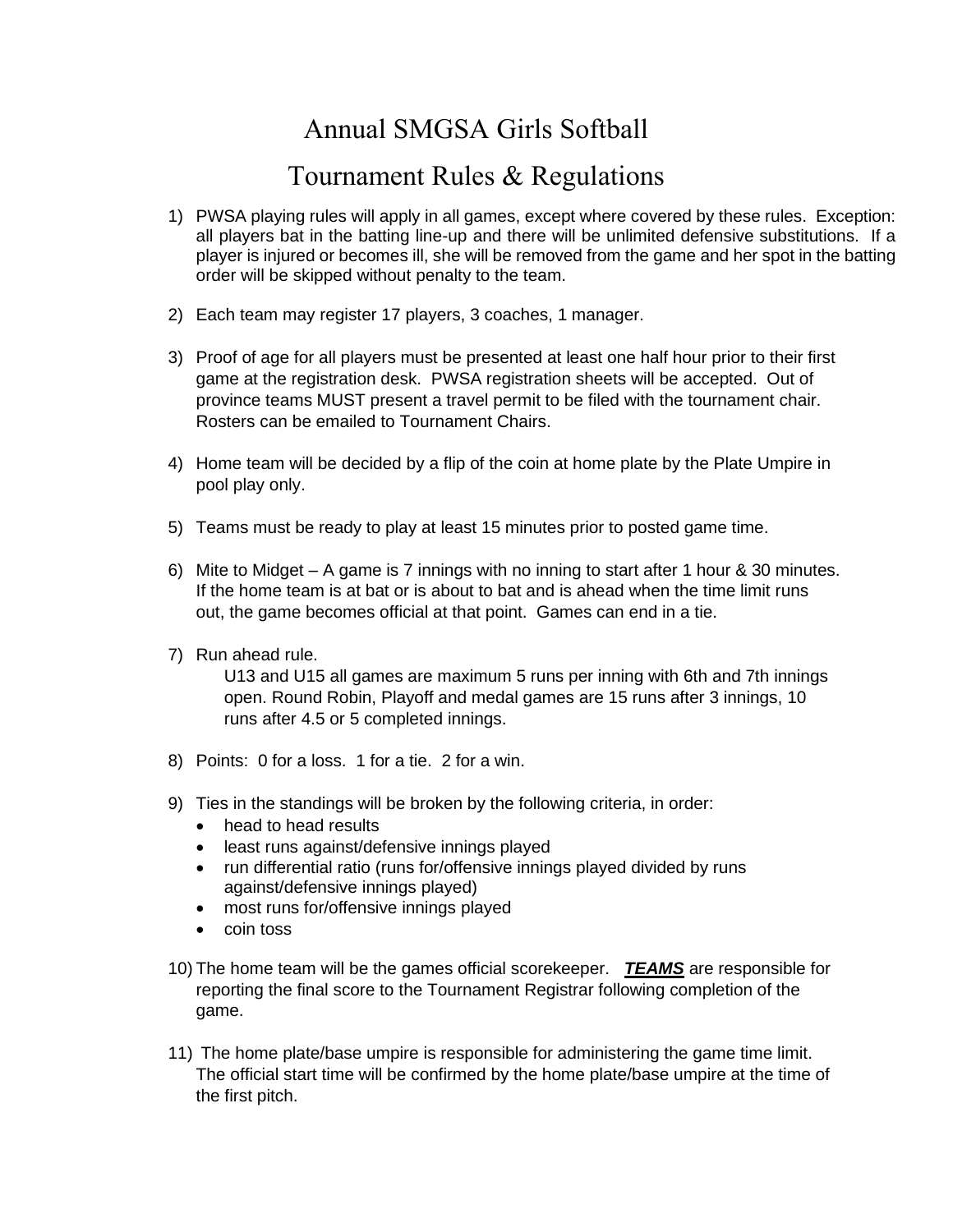# Annual SMGSA Girls Softball

# Tournament Rules & Regulations

1) PWSA playing rules will apply in all games, except where covered by these rules. Exception: all players bat in the batting line-up and there will be unlimited defensive substitutions. If a player is injured or becomes ill, she will be removed from the game and her spot in the batting order will be skipped without penalty to the team.

2) Each team may register 17 players, 3 coaches, 1 manager.

3) Proof of age for all players must be presented at least one half hour prior to their first game at the registration desk. PWSA registration sheets will be accepted. Out of province teams MUST present a travel permit to be filed with the tournament chair. Rosters can be emailed to Tournament Chairs.

4) Home team will be decided by a flip of the coin at home plate by the Plate Umpire in pool play only.

5) Teams must be ready to play at least 15 minutes prior to posted game time.

6) Mite to Midget – A game is 7 innings with no inning to start after 1 hour & 30 minutes. If the home team is at bat or is about to bat and is ahead when the time limit runs out, the game becomes official at that point. Games can end in a tie.

7) Run ahead rule.

   U13 and U15 all games are maximum 5 runs per inning with 6th and 7th innings open. Round Robin, Playoff and medal games are 15 runs after 3 innings, 10 runs after 4.5 or 5 completed innings.

8) Points: 0 for a loss. 1 for a tie. 2 for a win.

9) Ties in the standings will be broken by the following criteria, in order:
   - head to head results
   - least runs against/defensive innings played
   - run differential ratio (runs for/offensive innings played divided by runs against/defensive innings played)
   - most runs for/offensive innings played
   - coin toss

10) The home team will be the games official scorekeeper. ***TEAMS*** are responsible for reporting the final score to the Tournament Registrar following completion of the game.

11) The home plate/base umpire is responsible for administering the game time limit. The official start time will be confirmed by the home plate/base umpire at the time of the first pitch.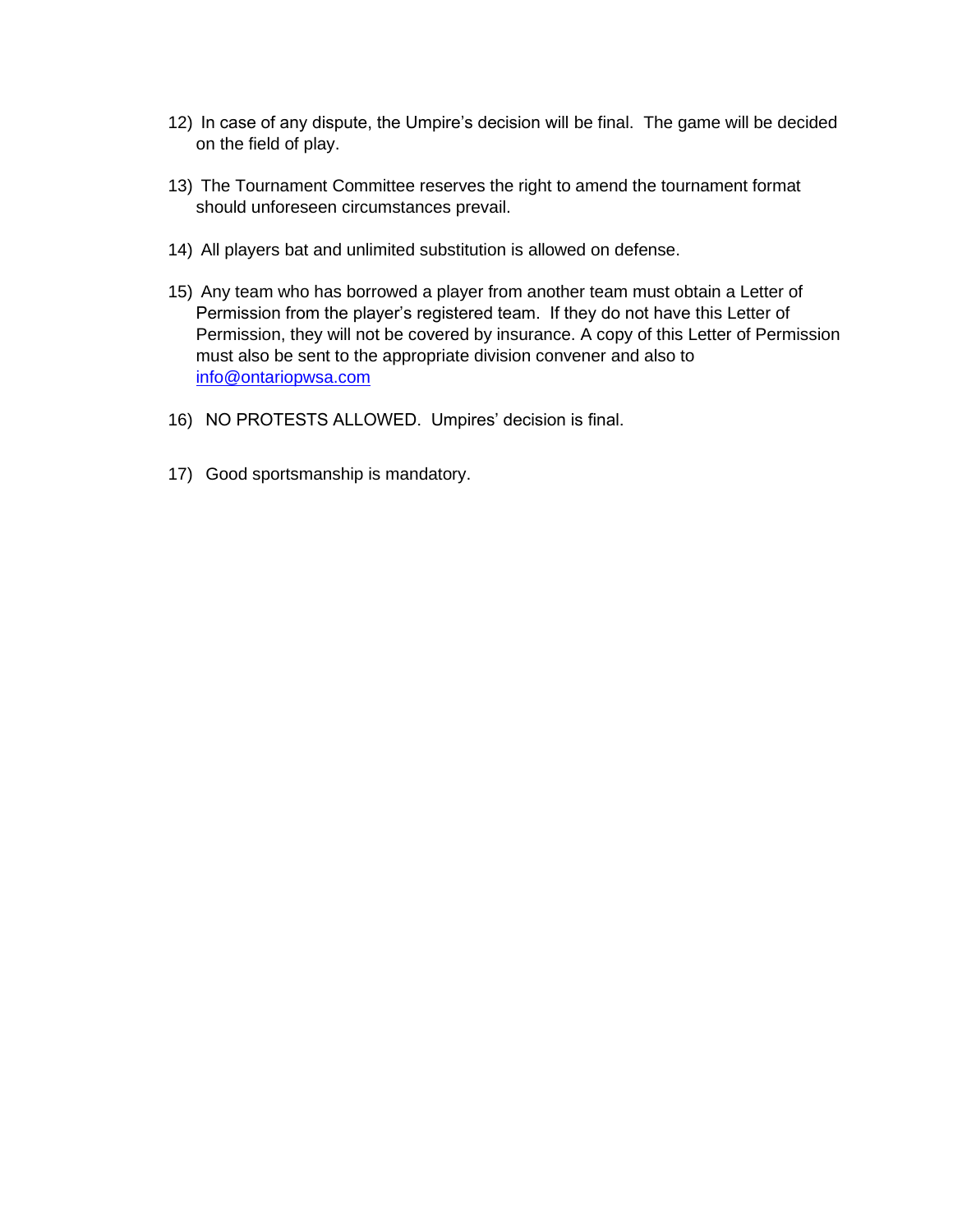12) In case of any dispute, the Umpire's decision will be final. The game will be decided on the field of play.

13) The Tournament Committee reserves the right to amend the tournament format should unforeseen circumstances prevail.

14) All players bat and unlimited substitution is allowed on defense.

15) Any team who has borrowed a player from another team must obtain a Letter of Permission from the player's registered team. If they do not have this Letter of Permission, they will not be covered by insurance. A copy of this Letter of Permission must also be sent to the appropriate division convener and also to info@ontariopwsa.com

16) NO PROTESTS ALLOWED. Umpires' decision is final.

17) Good sportsmanship is mandatory.